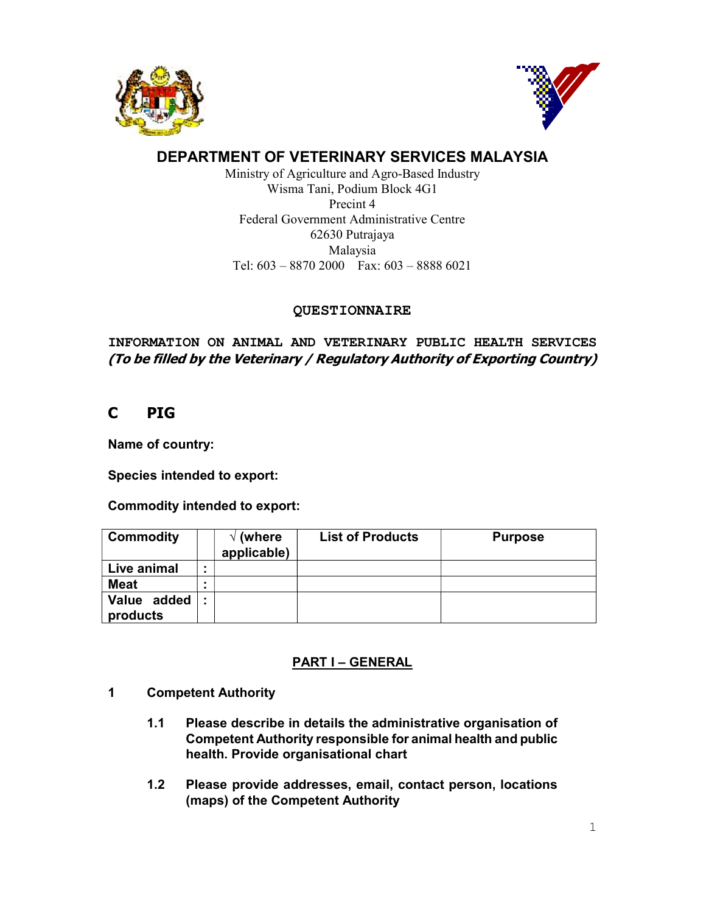# DEPARTMENT OF VETERINARY SERVICES MALAYSIA

Ministry of Agriculture and Agro-Based Industry
Wisma Tani, Podium Block 4G1
Precint 4
Federal Government Administrative Centre
62630 Putrajaya
Malaysia
Tel: 603 – 8870 2000 Fax: 603 – 8888 6021

## QUESTIONNAIRE

**INFORMATION ON ANIMAL AND VETERINARY PUBLIC HEALTH SERVICES**
***(To be filled by the Veterinary / Regulatory Authority of Exporting Country)***

## C PIG

**Name of country:**

**Species intended to export:**

**Commodity intended to export:**

| Commodity | | √ (where applicable) | List of Products | Purpose |
|---|---|---|---|---|
| Live animal | : | | | |
| Meat | : | | | |
| Value added products | : | | | |

## PART I – GENERAL

### 1 Competent Authority

**1.1 Please describe in details the administrative organisation of Competent Authority responsible for animal health and public health. Provide organisational chart**

**1.2 Please provide addresses, email, contact person, locations (maps) of the Competent Authority**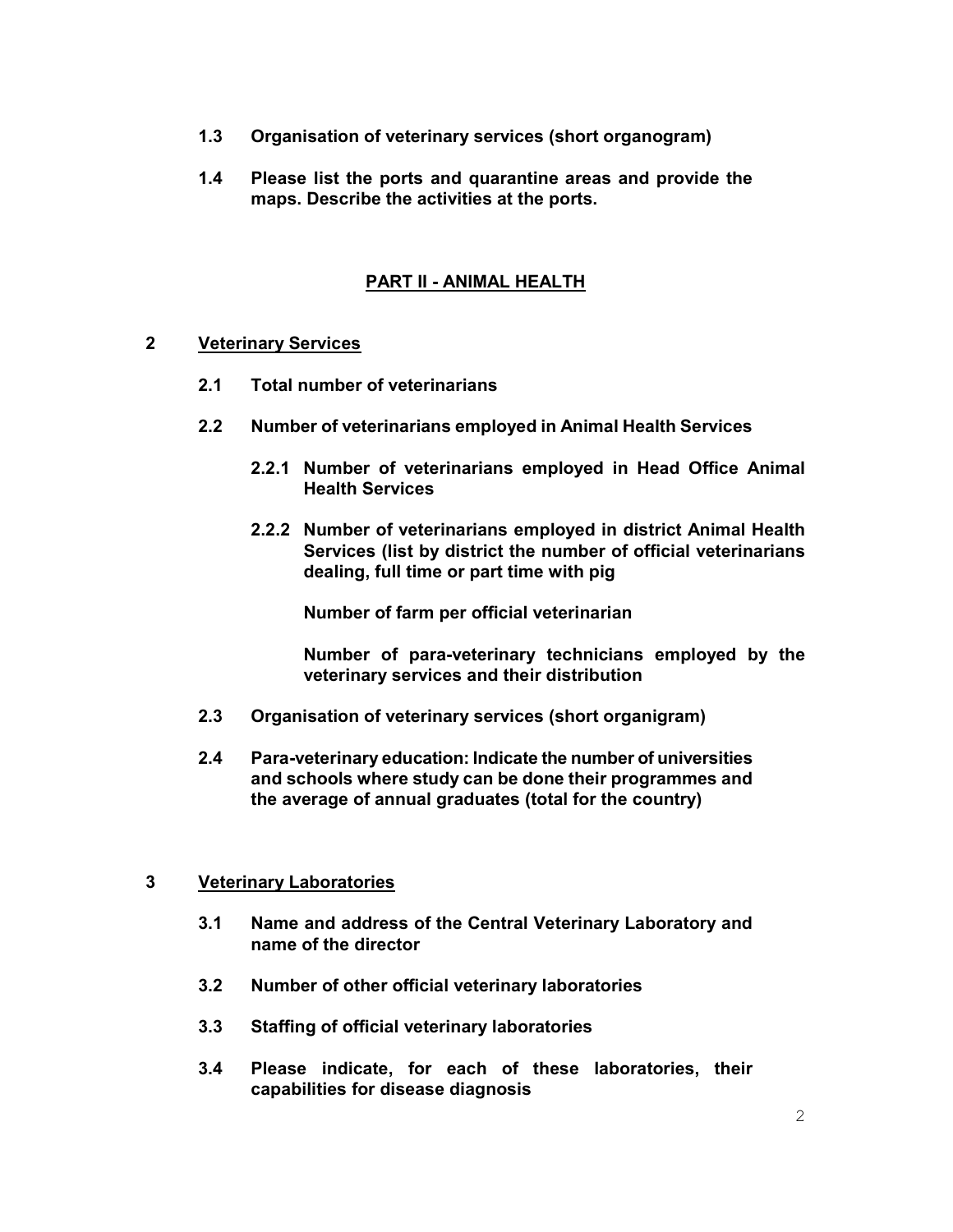**1.3 Organisation of veterinary services (short organogram)**

**1.4 Please list the ports and quarantine areas and provide the maps. Describe the activities at the ports.**

## PART II - ANIMAL HEALTH

### 2 Veterinary Services

**2.1 Total number of veterinarians**

**2.2 Number of veterinarians employed in Animal Health Services**

**2.2.1 Number of veterinarians employed in Head Office Animal Health Services**

**2.2.2 Number of veterinarians employed in district Animal Health Services (list by district the number of official veterinarians dealing, full time or part time with pig**

**Number of farm per official veterinarian**

**Number of para-veterinary technicians employed by the veterinary services and their distribution**

**2.3 Organisation of veterinary services (short organigram)**

**2.4 Para-veterinary education: Indicate the number of universities and schools where study can be done their programmes and the average of annual graduates (total for the country)**

### 3 Veterinary Laboratories

**3.1 Name and address of the Central Veterinary Laboratory and name of the director**

**3.2 Number of other official veterinary laboratories**

**3.3 Staffing of official veterinary laboratories**

**3.4 Please indicate, for each of these laboratories, their capabilities for disease diagnosis**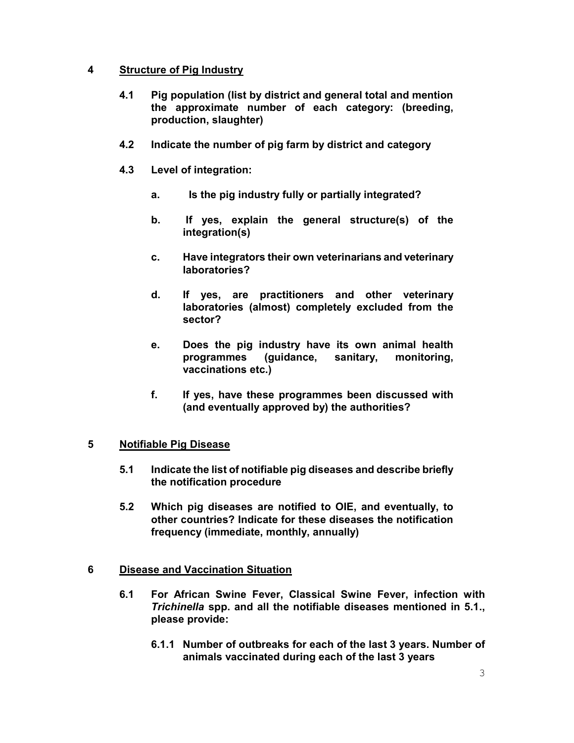## 4 Structure of Pig Industry

**4.1 Pig population (list by district and general total and mention the approximate number of each category: (breeding, production, slaughter)**

**4.2 Indicate the number of pig farm by district and category**

**4.3 Level of integration:**

- **a. Is the pig industry fully or partially integrated?**
- **b. If yes, explain the general structure(s) of the integration(s)**
- **c. Have integrators their own veterinarians and veterinary laboratories?**
- **d. If yes, are practitioners and other veterinary laboratories (almost) completely excluded from the sector?**
- **e. Does the pig industry have its own animal health programmes (guidance, sanitary, monitoring, vaccinations etc.)**
- **f. If yes, have these programmes been discussed with (and eventually approved by) the authorities?**

## 5 Notifiable Pig Disease

**5.1 Indicate the list of notifiable pig diseases and describe briefly the notification procedure**

**5.2 Which pig diseases are notified to OIE, and eventually, to other countries? Indicate for these diseases the notification frequency (immediate, monthly, annually)**

## 6 Disease and Vaccination Situation

**6.1 For African Swine Fever, Classical Swine Fever, infection with *Trichinella* spp. and all the notifiable diseases mentioned in 5.1., please provide:**

**6.1.1 Number of outbreaks for each of the last 3 years. Number of animals vaccinated during each of the last 3 years**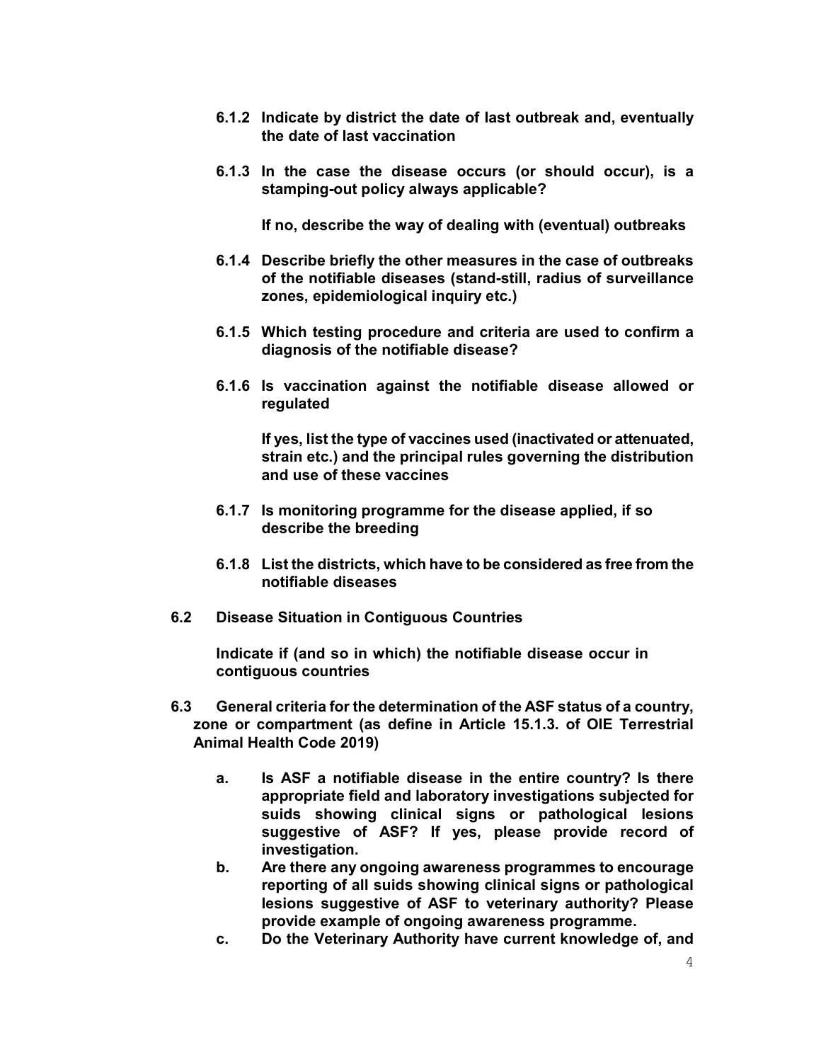**6.1.2 Indicate by district the date of last outbreak and, eventually the date of last vaccination**

**6.1.3 In the case the disease occurs (or should occur), is a stamping-out policy always applicable?**

**If no, describe the way of dealing with (eventual) outbreaks**

**6.1.4 Describe briefly the other measures in the case of outbreaks of the notifiable diseases (stand-still, radius of surveillance zones, epidemiological inquiry etc.)**

**6.1.5 Which testing procedure and criteria are used to confirm a diagnosis of the notifiable disease?**

**6.1.6 Is vaccination against the notifiable disease allowed or regulated**

**If yes, list the type of vaccines used (inactivated or attenuated, strain etc.) and the principal rules governing the distribution and use of these vaccines**

**6.1.7 Is monitoring programme for the disease applied, if so describe the breeding**

**6.1.8 List the districts, which have to be considered as free from the notifiable diseases**

**6.2 Disease Situation in Contiguous Countries**

**Indicate if (and so in which) the notifiable disease occur in contiguous countries**

**6.3 General criteria for the determination of the ASF status of a country, zone or compartment (as define in Article 15.1.3. of OIE Terrestrial Animal Health Code 2019)**

**a. Is ASF a notifiable disease in the entire country? Is there appropriate field and laboratory investigations subjected for suids showing clinical signs or pathological lesions suggestive of ASF? If yes, please provide record of investigation.**

**b. Are there any ongoing awareness programmes to encourage reporting of all suids showing clinical signs or pathological lesions suggestive of ASF to veterinary authority? Please provide example of ongoing awareness programme.**

**c. Do the Veterinary Authority have current knowledge of, and**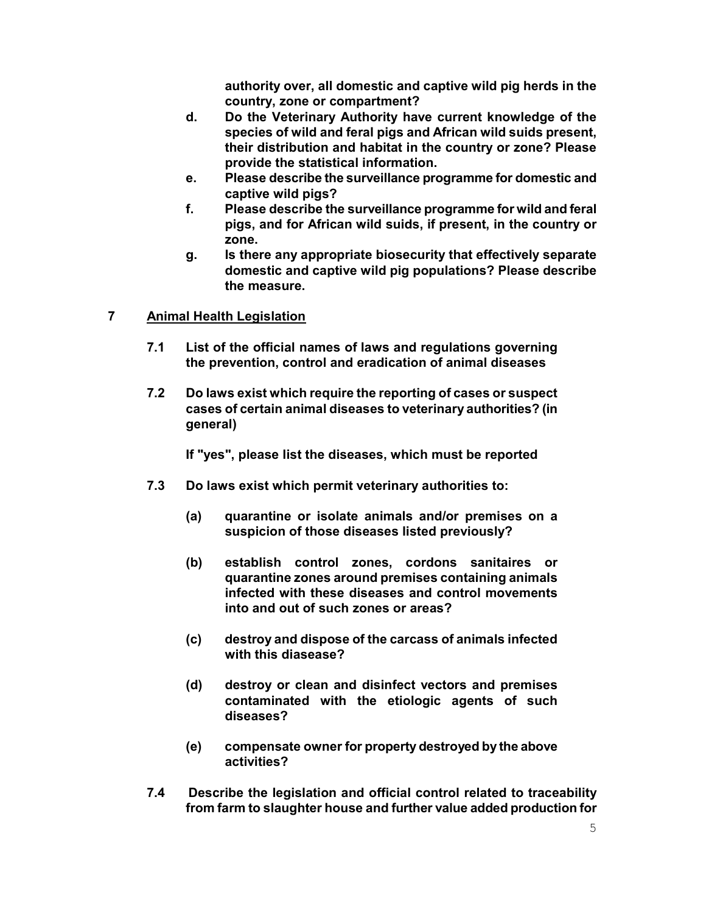**authority over, all domestic and captive wild pig herds in the country, zone or compartment?**

- **d. Do the Veterinary Authority have current knowledge of the species of wild and feral pigs and African wild suids present, their distribution and habitat in the country or zone? Please provide the statistical information.**
- **e. Please describe the surveillance programme for domestic and captive wild pigs?**
- **f. Please describe the surveillance programme for wild and feral pigs, and for African wild suids, if present, in the country or zone.**
- **g. Is there any appropriate biosecurity that effectively separate domestic and captive wild pig populations? Please describe the measure.**

## 7 <u>Animal Health Legislation</u>

**7.1 List of the official names of laws and regulations governing the prevention, control and eradication of animal diseases**

**7.2 Do laws exist which require the reporting of cases or suspect cases of certain animal diseases to veterinary authorities? (in general)**

**If "yes", please list the diseases, which must be reported**

**7.3 Do laws exist which permit veterinary authorities to:**

- **(a) quarantine or isolate animals and/or premises on a suspicion of those diseases listed previously?**
- **(b) establish control zones, cordons sanitaires or quarantine zones around premises containing animals infected with these diseases and control movements into and out of such zones or areas?**
- **(c) destroy and dispose of the carcass of animals infected with this diasease?**
- **(d) destroy or clean and disinfect vectors and premises contaminated with the etiologic agents of such diseases?**
- **(e) compensate owner for property destroyed by the above activities?**

**7.4 Describe the legislation and official control related to traceability from farm to slaughter house and further value added production for**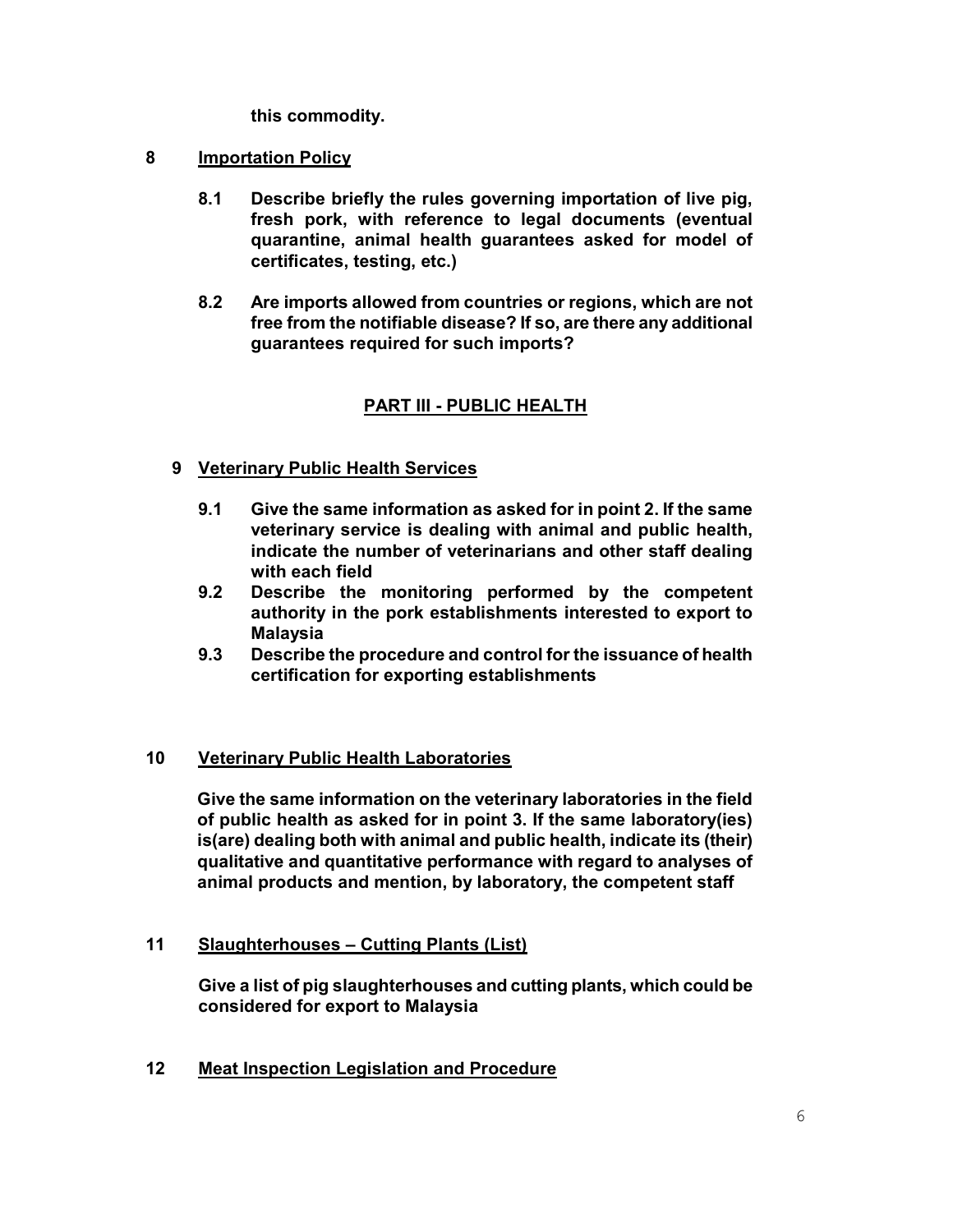**this commodity.**

## 8 Importation Policy

**8.1 Describe briefly the rules governing importation of live pig, fresh pork, with reference to legal documents (eventual quarantine, animal health guarantees asked for model of certificates, testing, etc.)**

**8.2 Are imports allowed from countries or regions, which are not free from the notifiable disease? If so, are there any additional guarantees required for such imports?**

# PART III - PUBLIC HEALTH

## 9 Veterinary Public Health Services

**9.1 Give the same information as asked for in point 2. If the same veterinary service is dealing with animal and public health, indicate the number of veterinarians and other staff dealing with each field**

**9.2 Describe the monitoring performed by the competent authority in the pork establishments interested to export to Malaysia**

**9.3 Describe the procedure and control for the issuance of health certification for exporting establishments**

## 10 Veterinary Public Health Laboratories

**Give the same information on the veterinary laboratories in the field of public health as asked for in point 3. If the same laboratory(ies) is(are) dealing both with animal and public health, indicate its (their) qualitative and quantitative performance with regard to analyses of animal products and mention, by laboratory, the competent staff**

## 11 Slaughterhouses – Cutting Plants (List)

**Give a list of pig slaughterhouses and cutting plants, which could be considered for export to Malaysia**

## 12 Meat Inspection Legislation and Procedure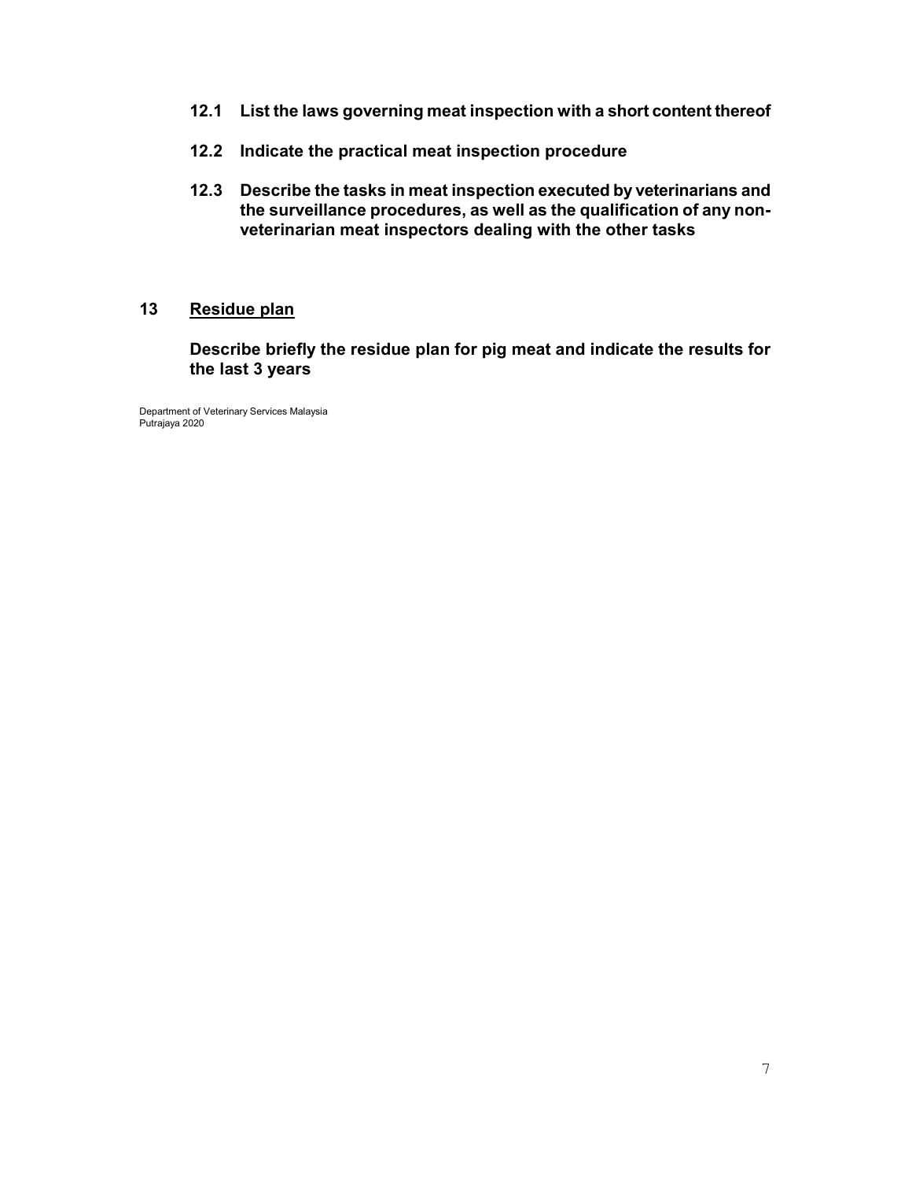**12.1 List the laws governing meat inspection with a short content thereof**

**12.2 Indicate the practical meat inspection procedure**

**12.3 Describe the tasks in meat inspection executed by veterinarians and the surveillance procedures, as well as the qualification of any non-veterinarian meat inspectors dealing with the other tasks**

## 13 Residue plan

**Describe briefly the residue plan for pig meat and indicate the results for the last 3 years**

Department of Veterinary Services Malaysia
Putrajaya 2020